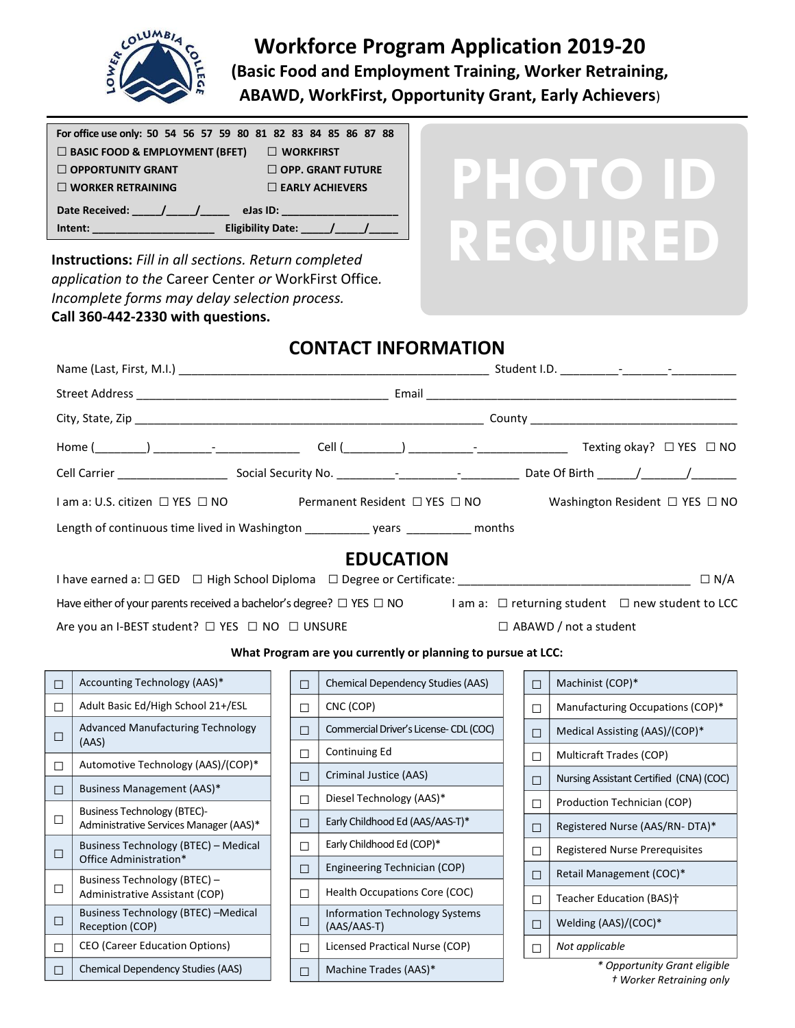# Workforce Program Application 2019-20

## (Basic Food and Employment Training, Worker Retraining, ABAWD, WorkFirst, Opportunity Grant, Early Achievers)

**For office use only: 50 54 56 57 59 80 81 82 83 84 85 86 87 88**

☐ **BASIC FOOD & EMPLOYMENT (BFET)** ☐ **WORKFIRST**
☐ **OPPORTUNITY GRANT** ☐ **OPP. GRANT FUTURE**
☐ **WORKER RETRAINING** ☐ **EARLY ACHIEVERS**

**Date Received:** _____/_____/_____ **eJas ID:** ___________________
**Intent:** ____________________ **Eligibility Date:** _____/_____/_____

**PHOTO ID REQUIRED**

**Instructions:** *Fill in all sections. Return completed application to the* Career Center *or* WorkFirst Office. *Incomplete forms may delay selection process.*
**Call 360-442-2330 with questions.**

## CONTACT INFORMATION

Name (Last, First, M.I.) ______________________________________________ Student I.D. _________-_______-__________

Street Address ____________________________________ Email _____________________________________________

City, State, Zip __________________________________________________ County ______________________________

Home (________) _________-_____________ Cell (_________) __________-______________ Texting okay? ☐ YES ☐ NO

Cell Carrier ________________ Social Security No. _________-_________-_________ Date Of Birth ______/_______/_______

I am a: U.S. citizen ☐ YES ☐ NO Permanent Resident ☐ YES ☐ NO Washington Resident ☐ YES ☐ NO

Length of continuous time lived in Washington __________ years __________ months

## EDUCATION

I have earned a: ☐ GED ☐ High School Diploma ☐ Degree or Certificate: ___________________________________ ☐ N/A

Have either of your parents received a bachelor's degree? ☐ YES ☐ NO I am a: ☐ returning student ☐ new student to LCC

Are you an I-BEST student? ☐ YES ☐ NO ☐ UNSURE ☐ ABAWD / not a student

**What Program are you currently or planning to pursue at LCC:**

| ☐ | Program | ☐ | Program | ☐ | Program |
|---|---|---|---|---|---|
| ☐ | Accounting Technology (AAS)* | ☐ | Chemical Dependency Studies (AAS) | ☐ | Machinist (COP)* |
| ☐ | Adult Basic Ed/High School 21+/ESL | ☐ | CNC (COP) | ☐ | Manufacturing Occupations (COP)* |
| ☐ | Advanced Manufacturing Technology (AAS) | ☐ | Commercial Driver's License- CDL (COC) | ☐ | Medical Assisting (AAS)/(COP)* |
| ☐ | Automotive Technology (AAS)/(COP)* | ☐ | Continuing Ed | ☐ | Multicraft Trades (COP) |
| ☐ | Business Management (AAS)* | ☐ | Criminal Justice (AAS) | ☐ | Nursing Assistant Certified (CNA) (COC) |
| ☐ | Business Technology (BTEC)- Administrative Services Manager (AAS)* | ☐ | Diesel Technology (AAS)* | ☐ | Production Technician (COP) |
| ☐ | Business Technology (BTEC) – Medical Office Administration* | ☐ | Early Childhood Ed (AAS/AAS-T)* | ☐ | Registered Nurse (AAS/RN- DTA)* |
| ☐ | Business Technology (BTEC) – Administrative Assistant (COP) | ☐ | Early Childhood Ed (COP)* | ☐ | Registered Nurse Prerequisites |
| ☐ | Business Technology (BTEC) –Medical Reception (COP) | ☐ | Engineering Technician (COP) | ☐ | Retail Management (COC)* |
| ☐ | CEO (Career Education Options) | ☐ | Health Occupations Core (COC) | ☐ | Teacher Education (BAS)† |
| ☐ | Chemical Dependency Studies (AAS) | ☐ | Information Technology Systems (AAS/AAS-T) | ☐ | Welding (AAS)/(COC)* |
| | | ☐ | Licensed Practical Nurse (COP) | ☐ | *Not applicable* |
| | | ☐ | Machine Trades (AAS)* | | |

*\* Opportunity Grant eligible*
*† Worker Retraining only*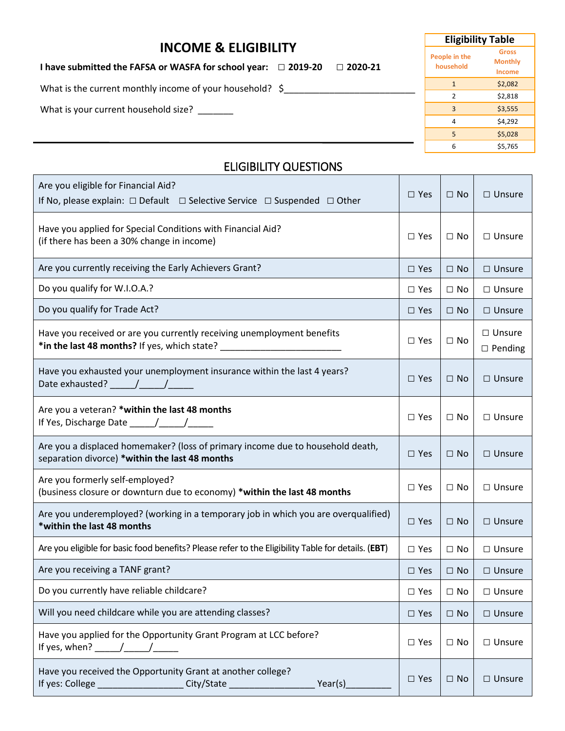# INCOME & ELIGIBILITY

**I have submitted the FAFSA or WASFA for school year:** ☐ **2019-20** ☐ **2020-21**

What is the current monthly income of your household? $___________________________

What is your current household size? _______

| Eligibility Table | |
|---|---|
| People in the household | Gross Monthly Income |
| 1 | $2,082 |
| 2 | $2,818 |
| 3 | $3,555 |
| 4 | $4,292 |
| 5 | $5,028 |
| 6 | $5,765 |

## ELIGIBILITY QUESTIONS

| Question | | | |
|---|---|---|---|
| Are you eligible for Financial Aid?<br>If No, please explain: ☐ Default ☐ Selective Service ☐ Suspended ☐ Other | ☐ Yes | ☐ No | ☐ Unsure |
| Have you applied for Special Conditions with Financial Aid?<br>(if there has been a 30% change in income) | ☐ Yes | ☐ No | ☐ Unsure |
| Are you currently receiving the Early Achievers Grant? | ☐ Yes | ☐ No | ☐ Unsure |
| Do you qualify for W.I.O.A.? | ☐ Yes | ☐ No | ☐ Unsure |
| Do you qualify for Trade Act? | ☐ Yes | ☐ No | ☐ Unsure |
| Have you received or are you currently receiving unemployment benefits **\*in the last 48 months?** If yes, which state? ________________________ | ☐ Yes | ☐ No | ☐ Unsure<br>☐ Pending |
| Have you exhausted your unemployment insurance within the last 4 years?<br>Date exhausted? _____/_____/_____ | ☐ Yes | ☐ No | ☐ Unsure |
| Are you a veteran? **\*within the last 48 months**<br>If Yes, Discharge Date _____/_____/_____ | ☐ Yes | ☐ No | ☐ Unsure |
| Are you a displaced homemaker? (loss of primary income due to household death, separation divorce) **\*within the last 48 months** | ☐ Yes | ☐ No | ☐ Unsure |
| Are you formerly self-employed?<br>(business closure or downturn due to economy) **\*within the last 48 months** | ☐ Yes | ☐ No | ☐ Unsure |
| Are you underemployed? (working in a temporary job in which you are overqualified) **\*within the last 48 months** | ☐ Yes | ☐ No | ☐ Unsure |
| Are you eligible for basic food benefits? Please refer to the Eligibility Table for details. (**EBT**) | ☐ Yes | ☐ No | ☐ Unsure |
| Are you receiving a TANF grant? | ☐ Yes | ☐ No | ☐ Unsure |
| Do you currently have reliable childcare? | ☐ Yes | ☐ No | ☐ Unsure |
| Will you need childcare while you are attending classes? | ☐ Yes | ☐ No | ☐ Unsure |
| Have you applied for the Opportunity Grant Program at LCC before?<br>If yes, when? _____/_____/_____ | ☐ Yes | ☐ No | ☐ Unsure |
| Have you received the Opportunity Grant at another college?<br>If yes: College _________________ City/State _________________ Year(s)_________ | ☐ Yes | ☐ No | ☐ Unsure |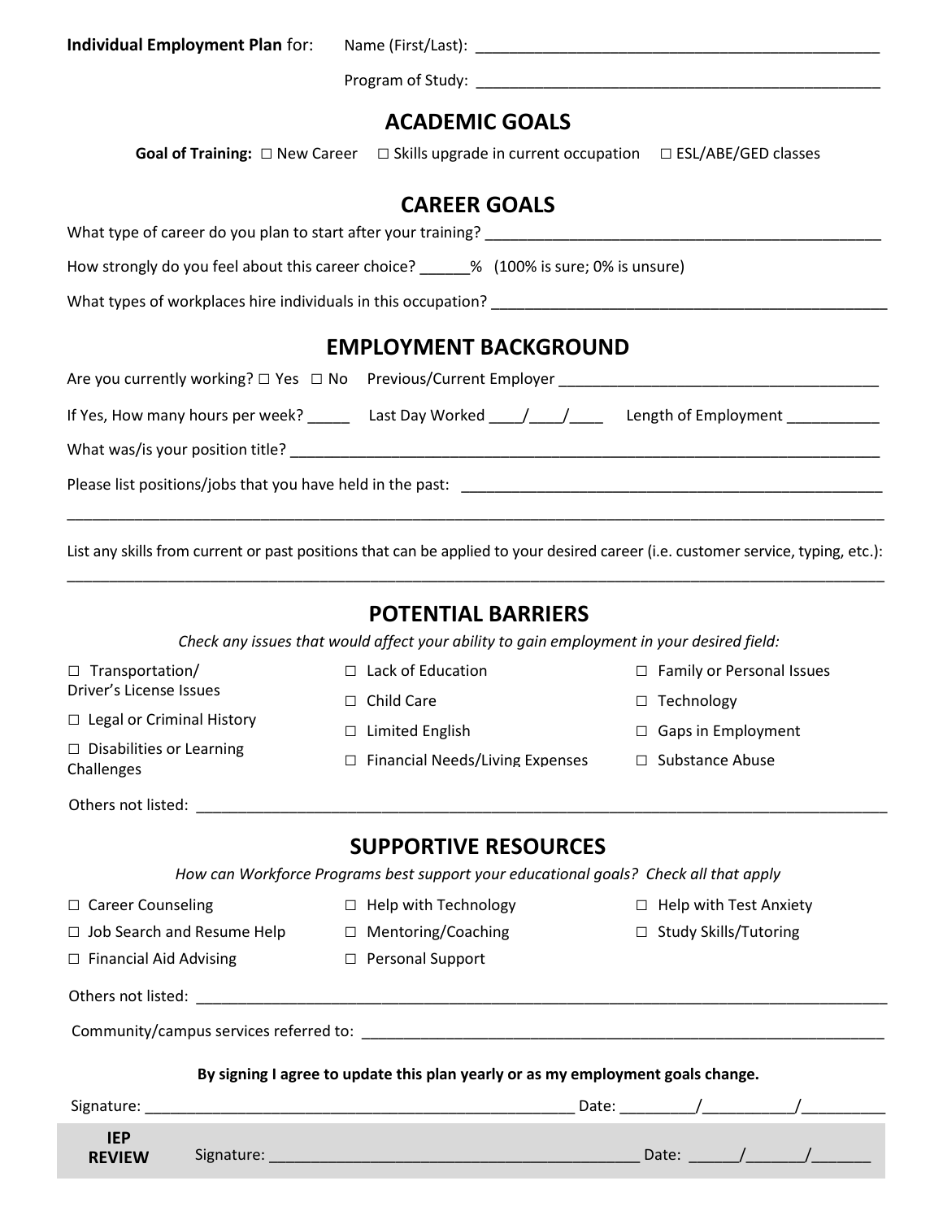**Individual Employment Plan** for: Name (First/Last): _______________________________________________

Program of Study: _______________________________________________

## ACADEMIC GOALS

**Goal of Training:** ☐ New Career ☐ Skills upgrade in current occupation ☐ ESL/ABE/GED classes

## CAREER GOALS

What type of career do you plan to start after your training? _______________________________________________

How strongly do you feel about this career choice? ______% (100% is sure; 0% is unsure)

What types of workplaces hire individuals in this occupation? _______________________________________________

## EMPLOYMENT BACKGROUND

Are you currently working? ☐ Yes ☐ No Previous/Current Employer ______________________________________

If Yes, How many hours per week? _____ Last Day Worked ____/____/____ Length of Employment ___________

What was/is your position title? ___________________________________________________________________________

Please list positions/jobs that you have held in the past: __________________________________________________

______________________________________________________________________________________________

List any skills from current or past positions that can be applied to your desired career (i.e. customer service, typing, etc.):

______________________________________________________________________________________________

## POTENTIAL BARRIERS

*Check any issues that would affect your ability to gain employment in your desired field:*

- ☐ Transportation/ Driver's License Issues
- ☐ Legal or Criminal History
- ☐ Disabilities or Learning Challenges
- ☐ Lack of Education
- ☐ Child Care
- ☐ Limited English
- ☐ Financial Needs/Living Expenses
- ☐ Family or Personal Issues
- ☐ Technology
- ☐ Gaps in Employment
- ☐ Substance Abuse

Others not listed: ________________________________________________________________________________

## SUPPORTIVE RESOURCES

*How can Workforce Programs best support your educational goals? Check all that apply*

- ☐ Career Counseling
- ☐ Job Search and Resume Help
- ☐ Financial Aid Advising
- ☐ Help with Technology
- ☐ Mentoring/Coaching
- ☐ Personal Support
- ☐ Help with Test Anxiety
- ☐ Study Skills/Tutoring

Others not listed: ________________________________________________________________________________

Community/campus services referred to: ___________________________________________________________

**By signing I agree to update this plan yearly or as my employment goals change.**

Signature: __________________________________________________ Date: ________/__________/__________

**IEP REVIEW** Signature: __________________________________________ Date: ______/_______/_______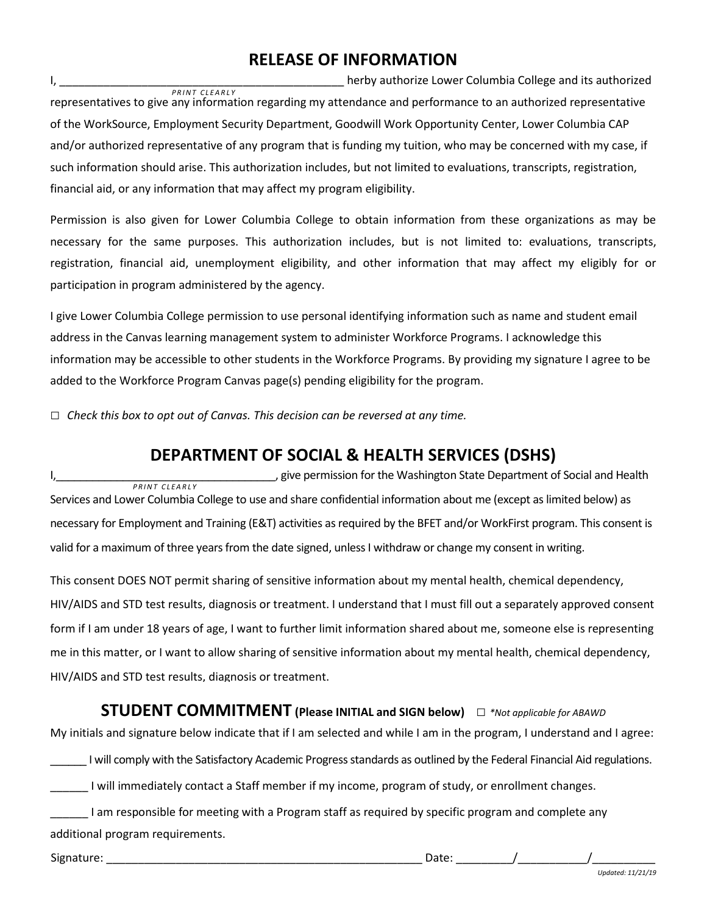## RELEASE OF INFORMATION

I, _____________________________________________ herby authorize Lower Columbia College and its authorized
*PRINT CLEARLY*
representatives to give any information regarding my attendance and performance to an authorized representative of the WorkSource, Employment Security Department, Goodwill Work Opportunity Center, Lower Columbia CAP and/or authorized representative of any program that is funding my tuition, who may be concerned with my case, if such information should arise. This authorization includes, but not limited to evaluations, transcripts, registration, financial aid, or any information that may affect my program eligibility.

Permission is also given for Lower Columbia College to obtain information from these organizations as may be necessary for the same purposes. This authorization includes, but is not limited to: evaluations, transcripts, registration, financial aid, unemployment eligibility, and other information that may affect my eligibly for or participation in program administered by the agency.

I give Lower Columbia College permission to use personal identifying information such as name and student email address in the Canvas learning management system to administer Workforce Programs. I acknowledge this information may be accessible to other students in the Workforce Programs. By providing my signature I agree to be added to the Workforce Program Canvas page(s) pending eligibility for the program.

☐ *Check this box to opt out of Canvas. This decision can be reversed at any time.*

## DEPARTMENT OF SOCIAL & HEALTH SERVICES (DSHS)

I,___________________________________, give permission for the Washington State Department of Social and Health
*PRINT CLEARLY*
Services and Lower Columbia College to use and share confidential information about me (except as limited below) as necessary for Employment and Training (E&T) activities as required by the BFET and/or WorkFirst program. This consent is valid for a maximum of three years from the date signed, unless I withdraw or change my consent in writing.

This consent DOES NOT permit sharing of sensitive information about my mental health, chemical dependency, HIV/AIDS and STD test results, diagnosis or treatment. I understand that I must fill out a separately approved consent form if I am under 18 years of age, I want to further limit information shared about me, someone else is representing me in this matter, or I want to allow sharing of sensitive information about my mental health, chemical dependency, HIV/AIDS and STD test results, diagnosis or treatment.

## STUDENT COMMITMENT (Please INITIAL and SIGN below) ☐ *\*Not applicable for ABAWD*

My initials and signature below indicate that if I am selected and while I am in the program, I understand and I agree:

______ I will comply with the Satisfactory Academic Progress standards as outlined by the Federal Financial Aid regulations.

______ I will immediately contact a Staff member if my income, program of study, or enrollment changes.

______ I am responsible for meeting with a Program staff as required by specific program and complete any additional program requirements.

Signature: ____________________________________________________ Date: _________/___________/__________

*Updated: 11/21/19*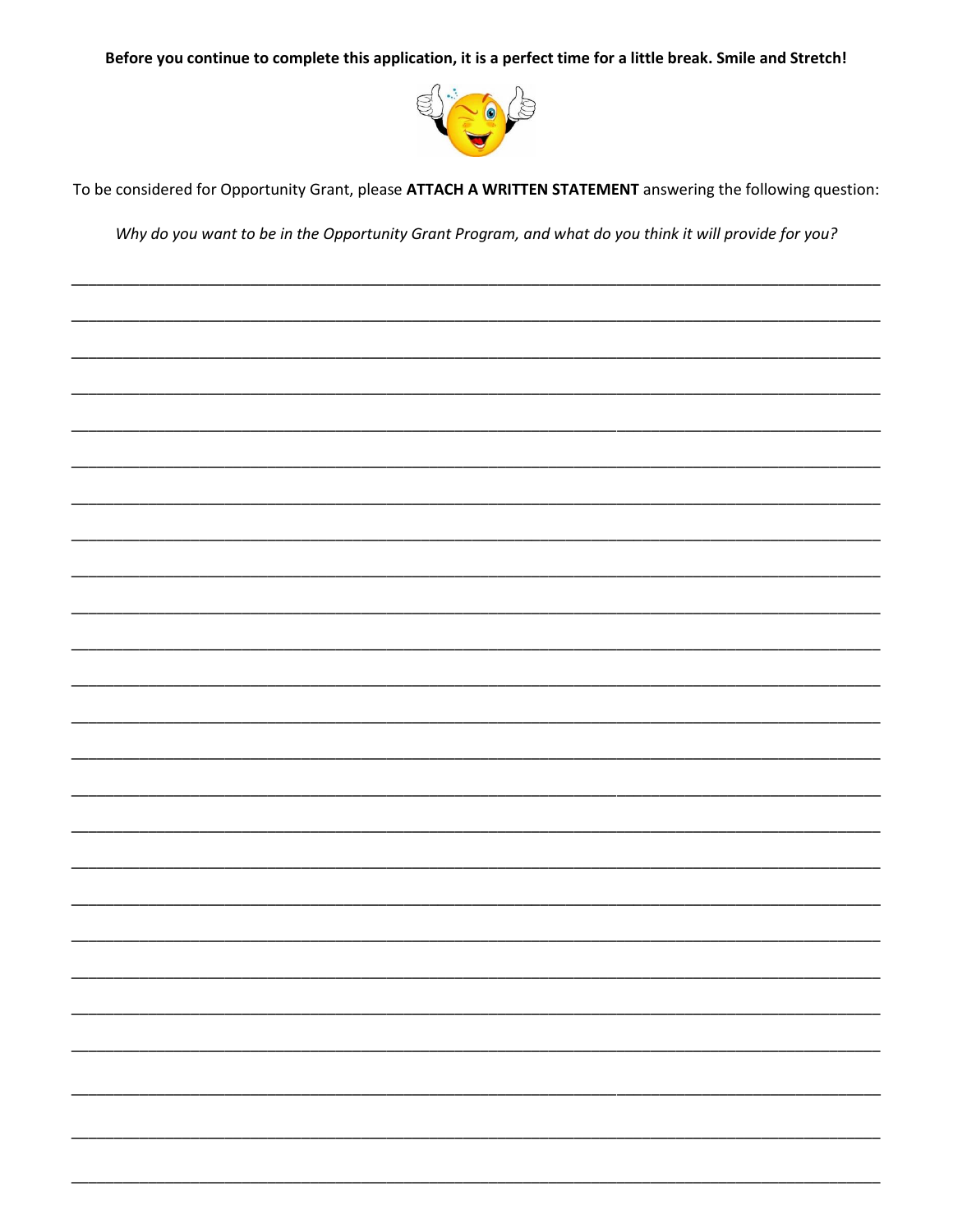**Before you continue to complete this application, it is a perfect time for a little break. Smile and Stretch!**

To be considered for Opportunity Grant, please **ATTACH A WRITTEN STATEMENT** answering the following question:

*Why do you want to be in the Opportunity Grant Program, and what do you think it will provide for you?*

______________________________________________________________________________

______________________________________________________________________________

______________________________________________________________________________

______________________________________________________________________________

______________________________________________________________________________

______________________________________________________________________________

______________________________________________________________________________

______________________________________________________________________________

______________________________________________________________________________

______________________________________________________________________________

______________________________________________________________________________

______________________________________________________________________________

______________________________________________________________________________

______________________________________________________________________________

______________________________________________________________________________

______________________________________________________________________________

______________________________________________________________________________

______________________________________________________________________________

______________________________________________________________________________

______________________________________________________________________________

______________________________________________________________________________

______________________________________________________________________________

______________________________________________________________________________

______________________________________________________________________________

______________________________________________________________________________